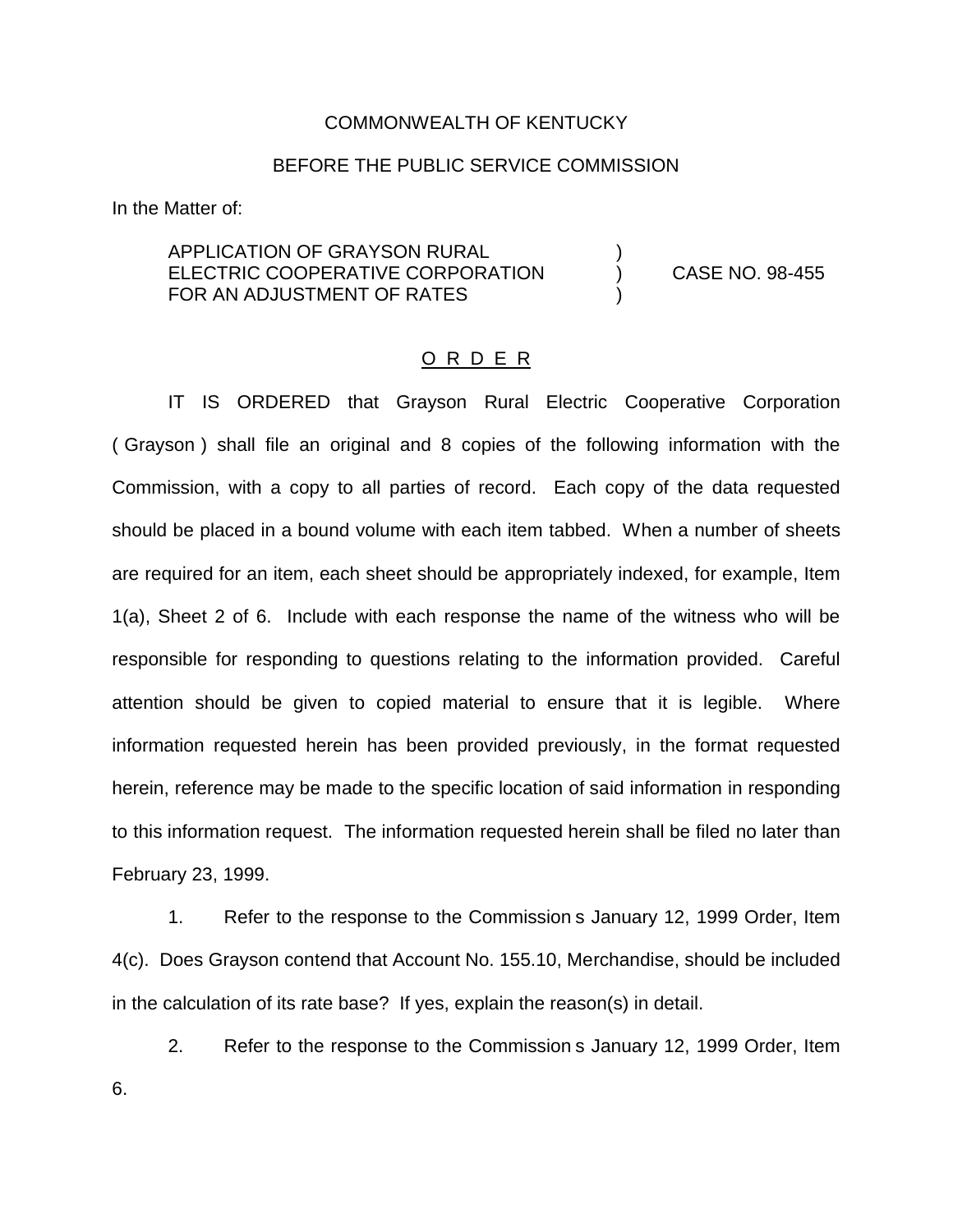COMMONWEALTH OF KENTUCKY

BEFORE THE PUBLIC SERVICE COMMISSION

In the Matter of:

| | | |
|---|---|---|
| APPLICATION OF GRAYSON RURAL ELECTRIC COOPERATIVE CORPORATION FOR AN ADJUSTMENT OF RATES | ) ) ) | CASE NO. 98-455 |

O R D E R

IT IS ORDERED that Grayson Rural Electric Cooperative Corporation ( Grayson ) shall file an original and 8 copies of the following information with the Commission, with a copy to all parties of record. Each copy of the data requested should be placed in a bound volume with each item tabbed. When a number of sheets are required for an item, each sheet should be appropriately indexed, for example, Item 1(a), Sheet 2 of 6. Include with each response the name of the witness who will be responsible for responding to questions relating to the information provided. Careful attention should be given to copied material to ensure that it is legible. Where information requested herein has been provided previously, in the format requested herein, reference may be made to the specific location of said information in responding to this information request. The information requested herein shall be filed no later than February 23, 1999.

1. Refer to the response to the Commission s January 12, 1999 Order, Item 4(c). Does Grayson contend that Account No. 155.10, Merchandise, should be included in the calculation of its rate base? If yes, explain the reason(s) in detail.

2. Refer to the response to the Commission s January 12, 1999 Order, Item 6.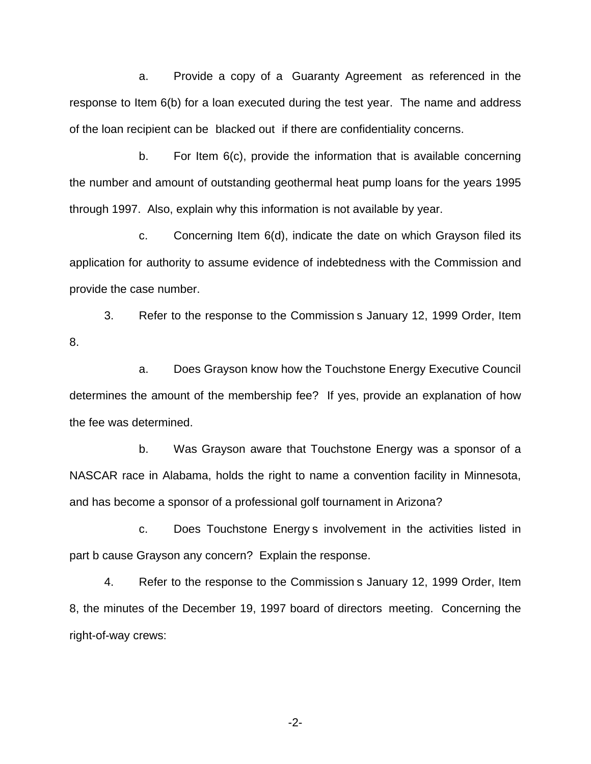a. Provide a copy of a Guaranty Agreement as referenced in the response to Item 6(b) for a loan executed during the test year. The name and address of the loan recipient can be blacked out if there are confidentiality concerns.

b. For Item 6(c), provide the information that is available concerning the number and amount of outstanding geothermal heat pump loans for the years 1995 through 1997. Also, explain why this information is not available by year.

c. Concerning Item 6(d), indicate the date on which Grayson filed its application for authority to assume evidence of indebtedness with the Commission and provide the case number.

3. Refer to the response to the Commission s January 12, 1999 Order, Item 8.

a. Does Grayson know how the Touchstone Energy Executive Council determines the amount of the membership fee? If yes, provide an explanation of how the fee was determined.

b. Was Grayson aware that Touchstone Energy was a sponsor of a NASCAR race in Alabama, holds the right to name a convention facility in Minnesota, and has become a sponsor of a professional golf tournament in Arizona?

c. Does Touchstone Energy s involvement in the activities listed in part b cause Grayson any concern? Explain the response.

4. Refer to the response to the Commission s January 12, 1999 Order, Item 8, the minutes of the December 19, 1997 board of directors meeting. Concerning the right-of-way crews: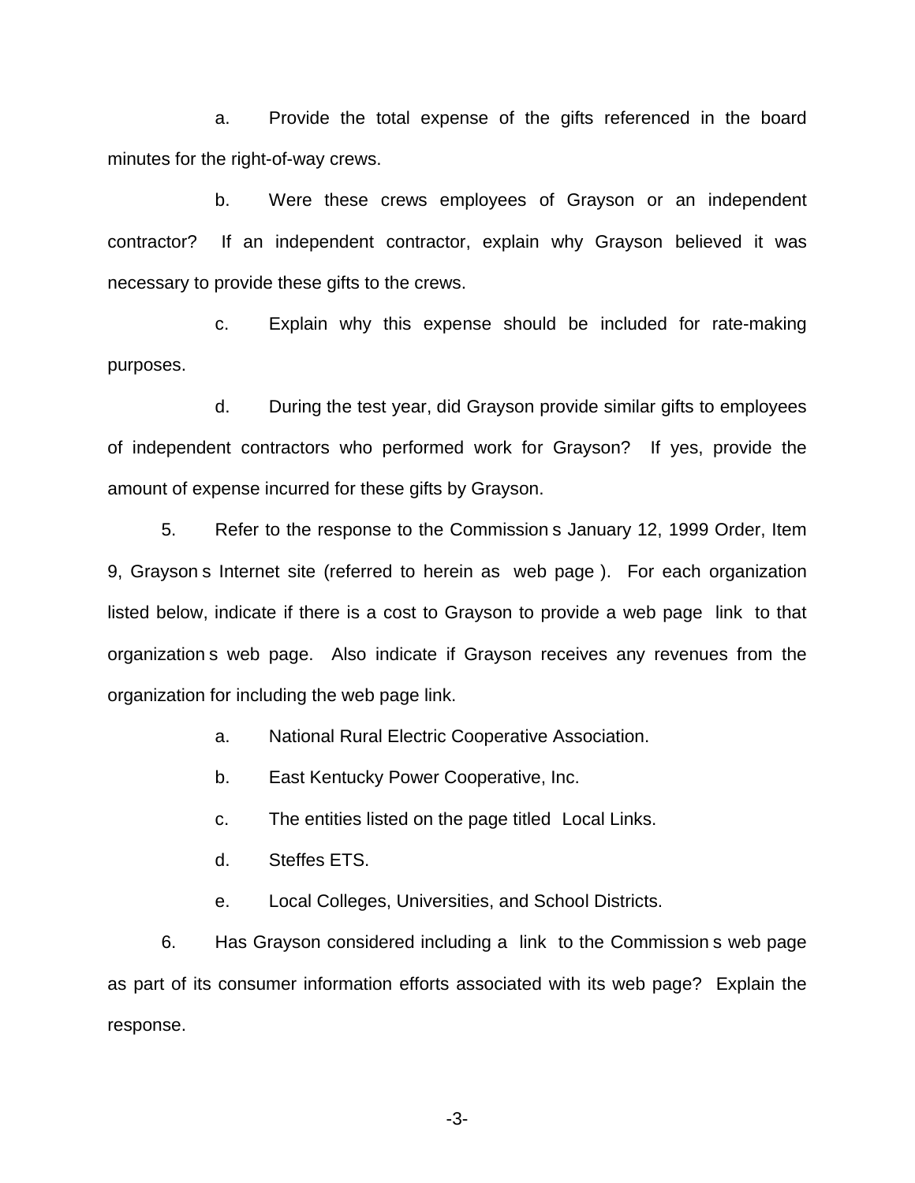a. Provide the total expense of the gifts referenced in the board minutes for the right-of-way crews.

b. Were these crews employees of Grayson or an independent contractor? If an independent contractor, explain why Grayson believed it was necessary to provide these gifts to the crews.

c. Explain why this expense should be included for rate-making purposes.

d. During the test year, did Grayson provide similar gifts to employees of independent contractors who performed work for Grayson? If yes, provide the amount of expense incurred for these gifts by Grayson.

5. Refer to the response to the Commission s January 12, 1999 Order, Item 9, Grayson s Internet site (referred to herein as web page ). For each organization listed below, indicate if there is a cost to Grayson to provide a web page link to that organization s web page. Also indicate if Grayson receives any revenues from the organization for including the web page link.

a. National Rural Electric Cooperative Association.

b. East Kentucky Power Cooperative, Inc.

c. The entities listed on the page titled Local Links.

d. Steffes ETS.

e. Local Colleges, Universities, and School Districts.

6. Has Grayson considered including a link to the Commission s web page as part of its consumer information efforts associated with its web page? Explain the response.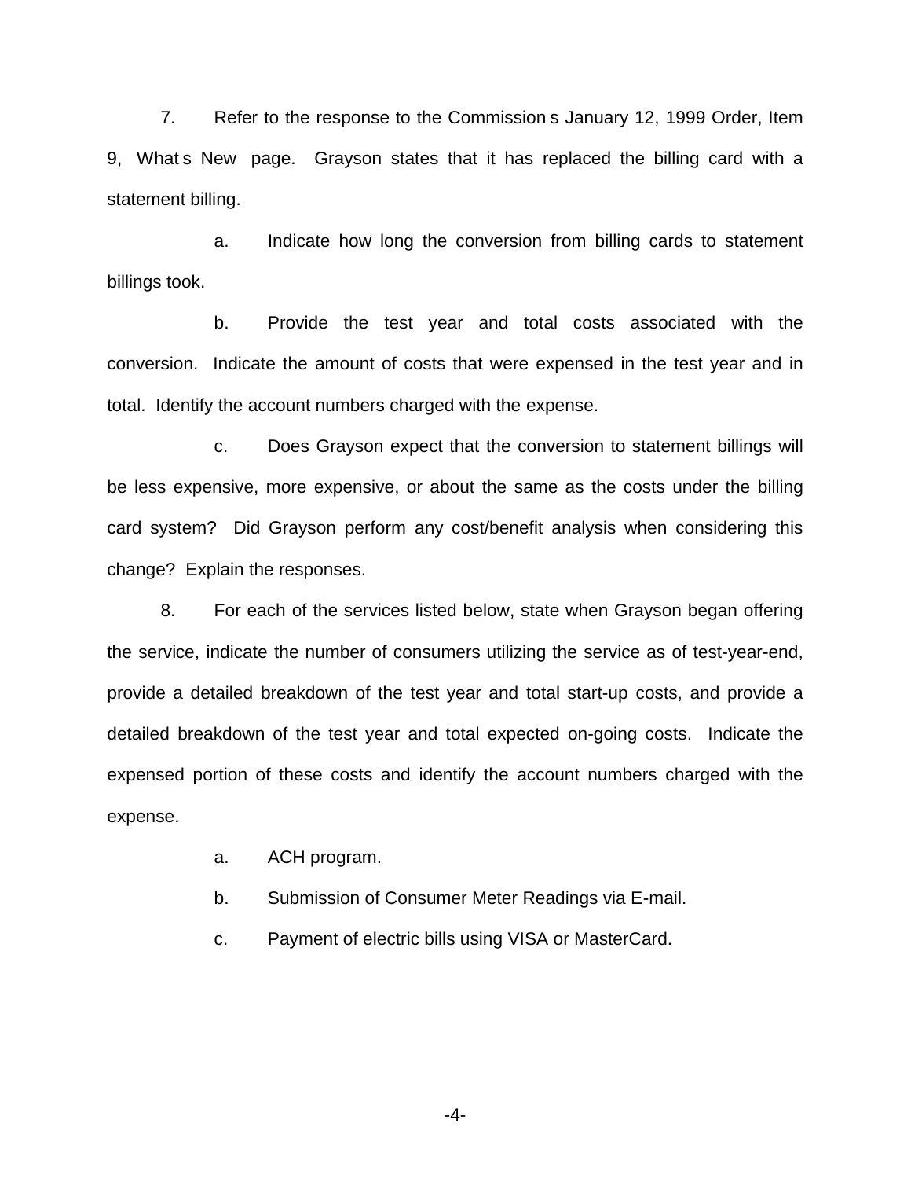7. Refer to the response to the Commission s January 12, 1999 Order, Item 9, What s New page. Grayson states that it has replaced the billing card with a statement billing.

a. Indicate how long the conversion from billing cards to statement billings took.

b. Provide the test year and total costs associated with the conversion. Indicate the amount of costs that were expensed in the test year and in total. Identify the account numbers charged with the expense.

c. Does Grayson expect that the conversion to statement billings will be less expensive, more expensive, or about the same as the costs under the billing card system? Did Grayson perform any cost/benefit analysis when considering this change? Explain the responses.

8. For each of the services listed below, state when Grayson began offering the service, indicate the number of consumers utilizing the service as of test-year-end, provide a detailed breakdown of the test year and total start-up costs, and provide a detailed breakdown of the test year and total expected on-going costs. Indicate the expensed portion of these costs and identify the account numbers charged with the expense.

a. ACH program.

b. Submission of Consumer Meter Readings via E-mail.

c. Payment of electric bills using VISA or MasterCard.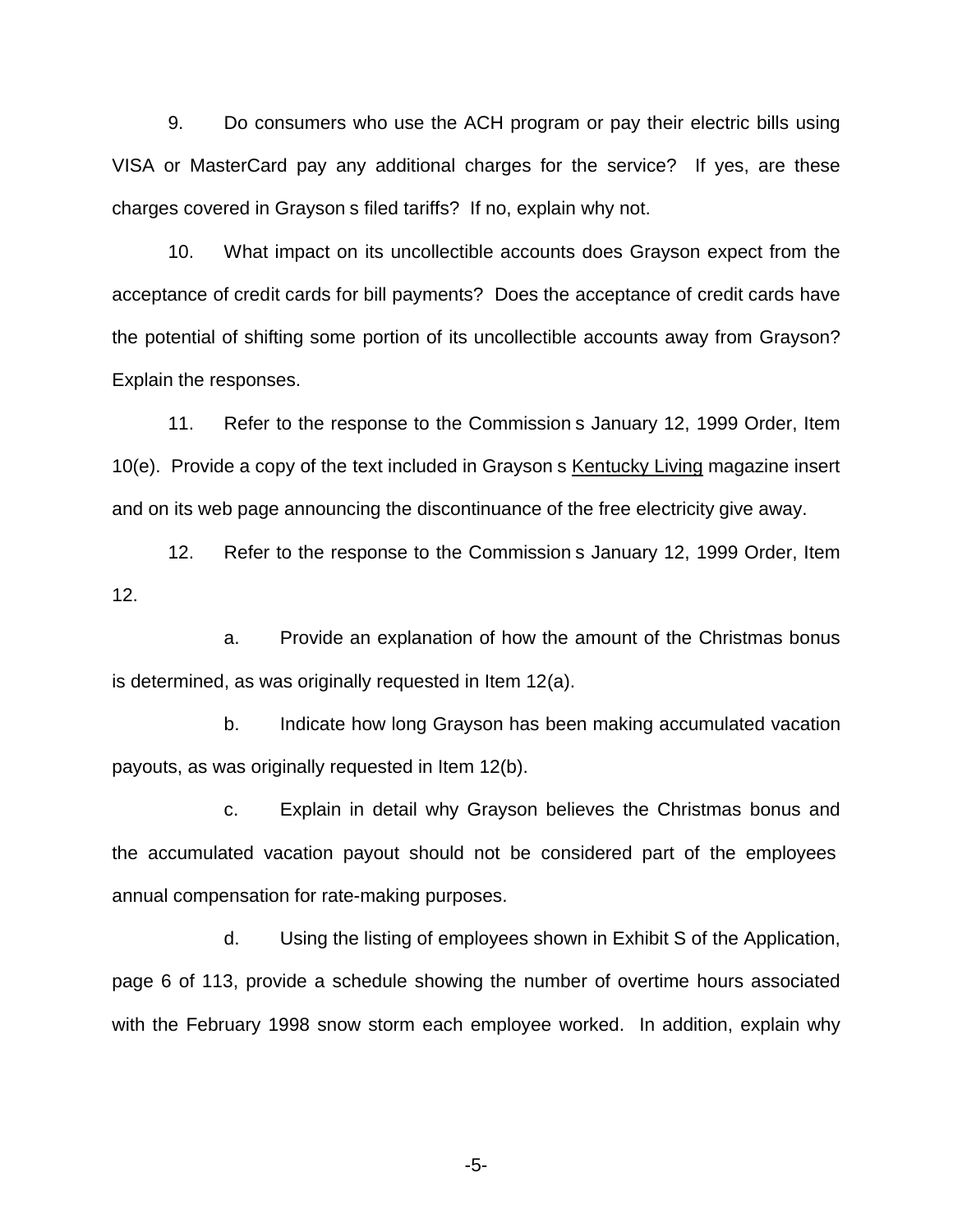9. Do consumers who use the ACH program or pay their electric bills using VISA or MasterCard pay any additional charges for the service? If yes, are these charges covered in Grayson s filed tariffs? If no, explain why not.

10. What impact on its uncollectible accounts does Grayson expect from the acceptance of credit cards for bill payments? Does the acceptance of credit cards have the potential of shifting some portion of its uncollectible accounts away from Grayson? Explain the responses.

11. Refer to the response to the Commission s January 12, 1999 Order, Item 10(e). Provide a copy of the text included in Grayson s Kentucky Living magazine insert and on its web page announcing the discontinuance of the free electricity give away.

12. Refer to the response to the Commission s January 12, 1999 Order, Item 12.

a. Provide an explanation of how the amount of the Christmas bonus is determined, as was originally requested in Item 12(a).

b. Indicate how long Grayson has been making accumulated vacation payouts, as was originally requested in Item 12(b).

c. Explain in detail why Grayson believes the Christmas bonus and the accumulated vacation payout should not be considered part of the employees annual compensation for rate-making purposes.

d. Using the listing of employees shown in Exhibit S of the Application, page 6 of 113, provide a schedule showing the number of overtime hours associated with the February 1998 snow storm each employee worked. In addition, explain why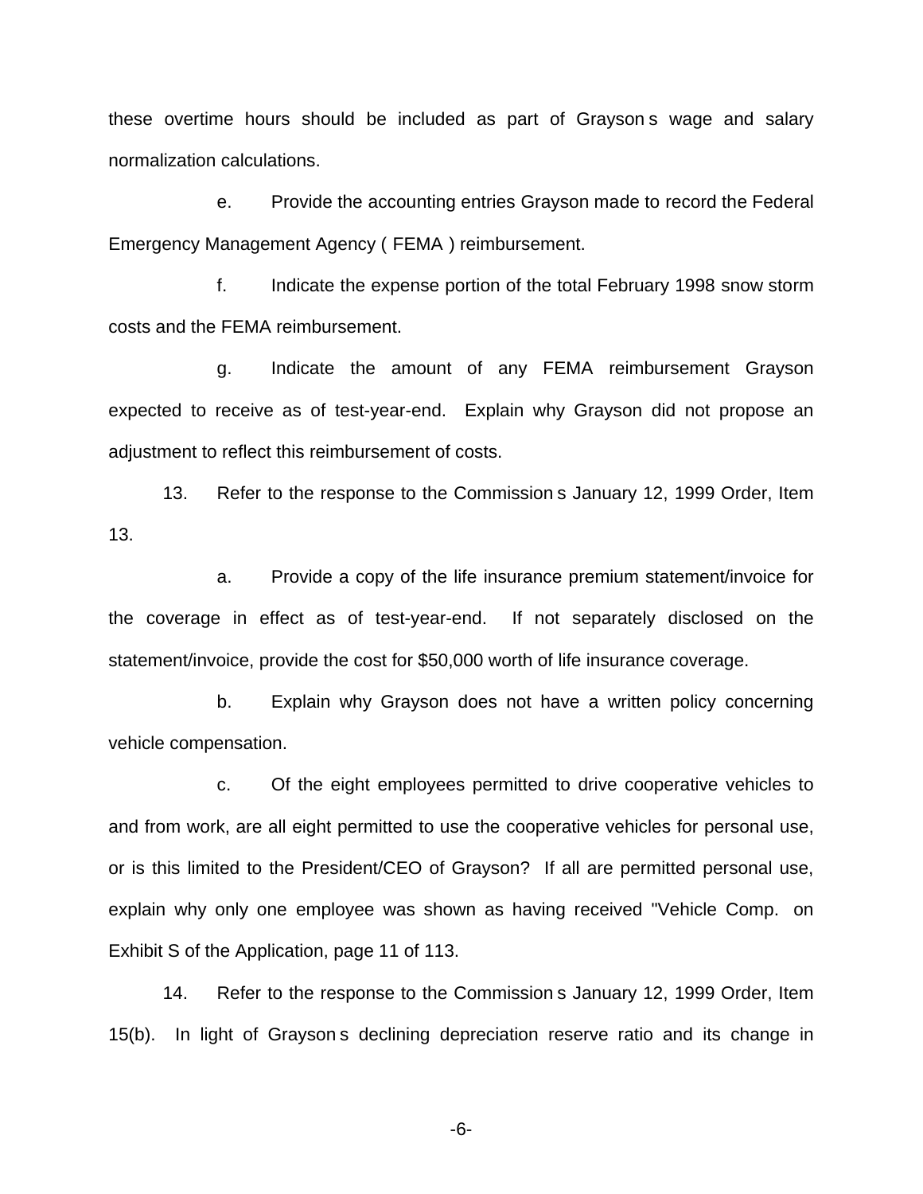these overtime hours should be included as part of Grayson s wage and salary normalization calculations.

e. Provide the accounting entries Grayson made to record the Federal Emergency Management Agency ( FEMA ) reimbursement.

f. Indicate the expense portion of the total February 1998 snow storm costs and the FEMA reimbursement.

g. Indicate the amount of any FEMA reimbursement Grayson expected to receive as of test-year-end. Explain why Grayson did not propose an adjustment to reflect this reimbursement of costs.

13. Refer to the response to the Commission s January 12, 1999 Order, Item 13.

a. Provide a copy of the life insurance premium statement/invoice for the coverage in effect as of test-year-end. If not separately disclosed on the statement/invoice, provide the cost for $50,000 worth of life insurance coverage.

b. Explain why Grayson does not have a written policy concerning vehicle compensation.

c. Of the eight employees permitted to drive cooperative vehicles to and from work, are all eight permitted to use the cooperative vehicles for personal use, or is this limited to the President/CEO of Grayson? If all are permitted personal use, explain why only one employee was shown as having received "Vehicle Comp. on Exhibit S of the Application, page 11 of 113.

14. Refer to the response to the Commission s January 12, 1999 Order, Item 15(b). In light of Grayson s declining depreciation reserve ratio and its change in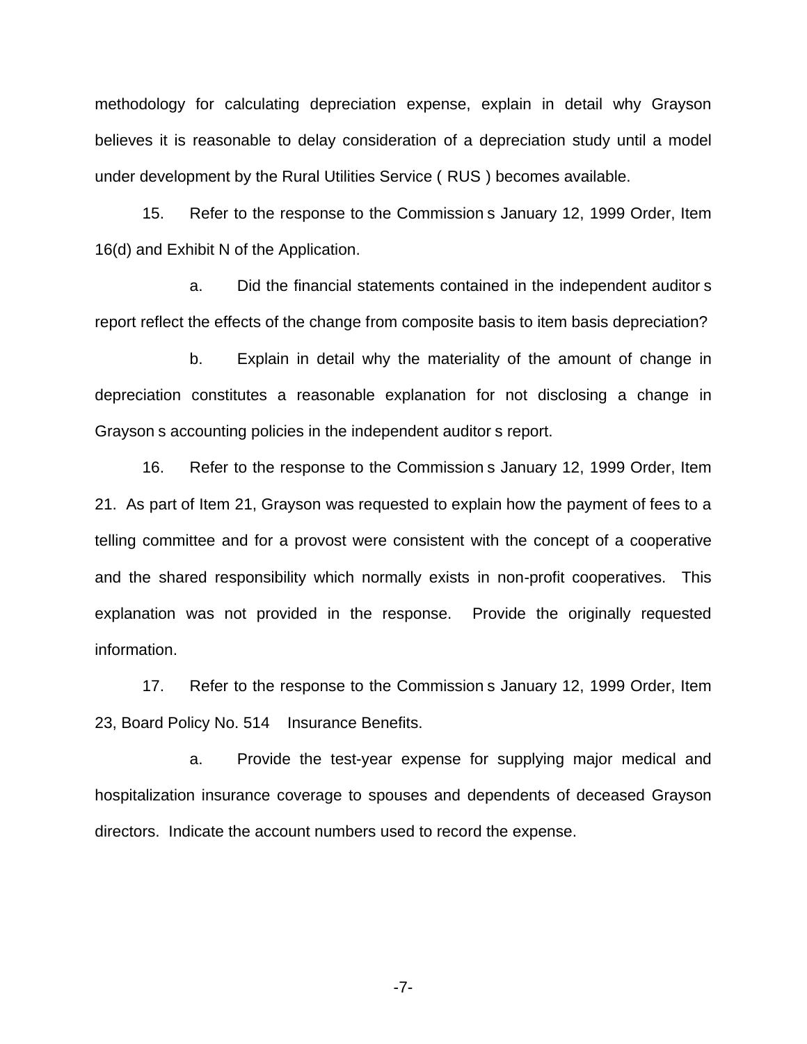methodology for calculating depreciation expense, explain in detail why Grayson believes it is reasonable to delay consideration of a depreciation study until a model under development by the Rural Utilities Service ( RUS ) becomes available.

15. Refer to the response to the Commission s January 12, 1999 Order, Item 16(d) and Exhibit N of the Application.

a. Did the financial statements contained in the independent auditor s report reflect the effects of the change from composite basis to item basis depreciation?

b. Explain in detail why the materiality of the amount of change in depreciation constitutes a reasonable explanation for not disclosing a change in Grayson s accounting policies in the independent auditor s report.

16. Refer to the response to the Commission s January 12, 1999 Order, Item 21. As part of Item 21, Grayson was requested to explain how the payment of fees to a telling committee and for a provost were consistent with the concept of a cooperative and the shared responsibility which normally exists in non-profit cooperatives. This explanation was not provided in the response. Provide the originally requested information.

17. Refer to the response to the Commission s January 12, 1999 Order, Item 23, Board Policy No. 514 Insurance Benefits.

a. Provide the test-year expense for supplying major medical and hospitalization insurance coverage to spouses and dependents of deceased Grayson directors. Indicate the account numbers used to record the expense.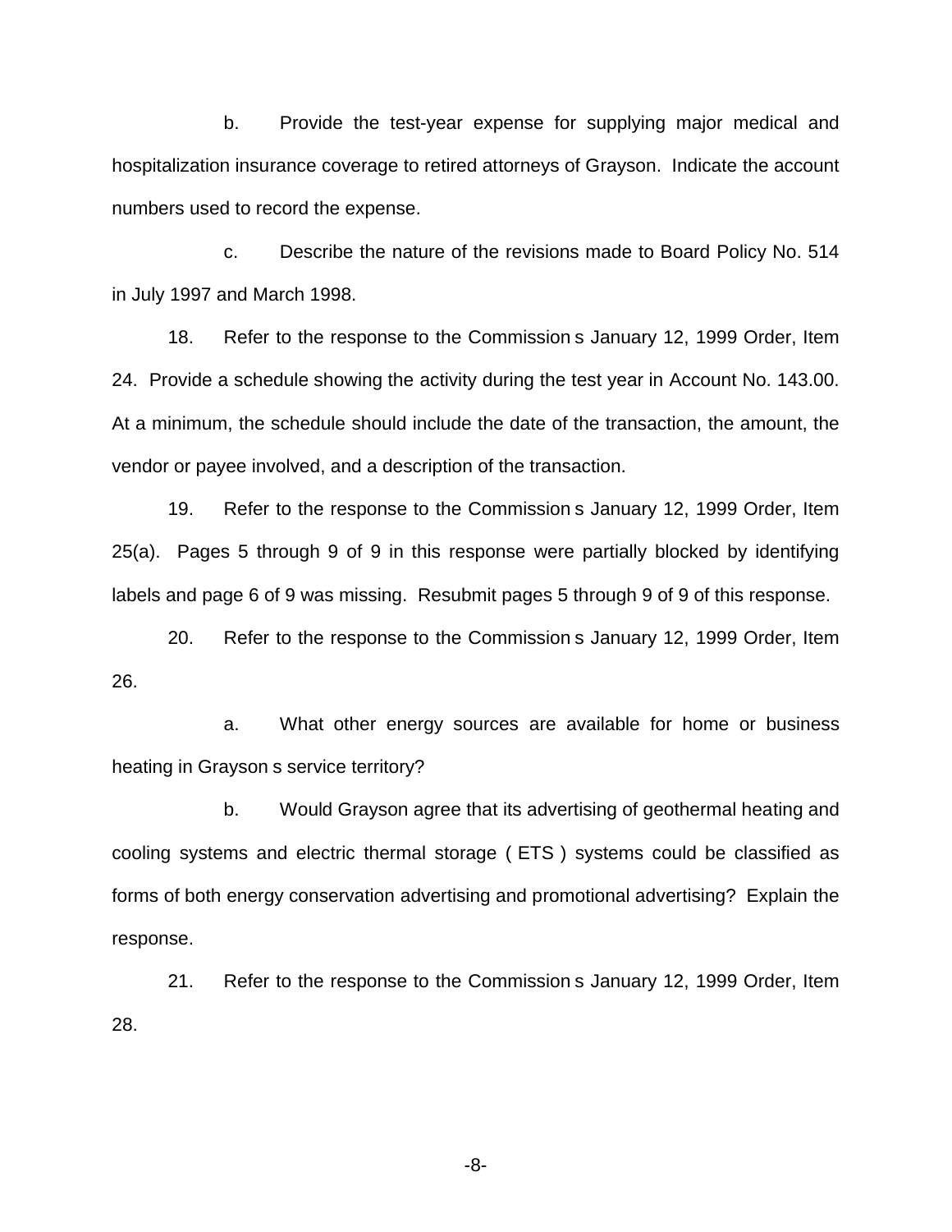b. Provide the test-year expense for supplying major medical and hospitalization insurance coverage to retired attorneys of Grayson. Indicate the account numbers used to record the expense.

c. Describe the nature of the revisions made to Board Policy No. 514 in July 1997 and March 1998.

18. Refer to the response to the Commission s January 12, 1999 Order, Item 24. Provide a schedule showing the activity during the test year in Account No. 143.00. At a minimum, the schedule should include the date of the transaction, the amount, the vendor or payee involved, and a description of the transaction.

19. Refer to the response to the Commission s January 12, 1999 Order, Item 25(a). Pages 5 through 9 of 9 in this response were partially blocked by identifying labels and page 6 of 9 was missing. Resubmit pages 5 through 9 of 9 of this response.

20. Refer to the response to the Commission s January 12, 1999 Order, Item 26.

a. What other energy sources are available for home or business heating in Grayson s service territory?

b. Would Grayson agree that its advertising of geothermal heating and cooling systems and electric thermal storage ( ETS ) systems could be classified as forms of both energy conservation advertising and promotional advertising? Explain the response.

21. Refer to the response to the Commission s January 12, 1999 Order, Item 28.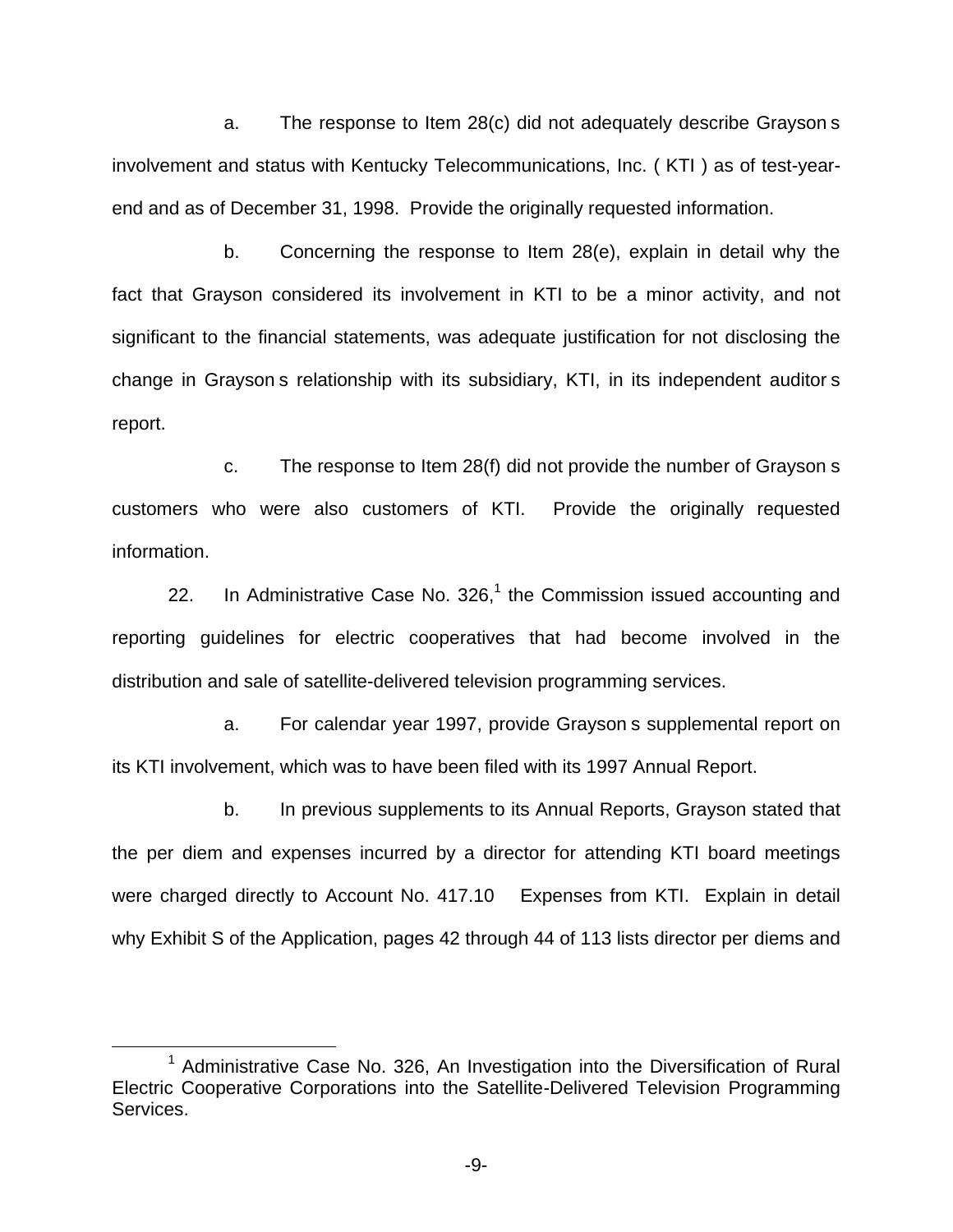a. The response to Item 28(c) did not adequately describe Grayson s involvement and status with Kentucky Telecommunications, Inc. ( KTI ) as of test-year-end and as of December 31, 1998. Provide the originally requested information.

b. Concerning the response to Item 28(e), explain in detail why the fact that Grayson considered its involvement in KTI to be a minor activity, and not significant to the financial statements, was adequate justification for not disclosing the change in Grayson s relationship with its subsidiary, KTI, in its independent auditor s report.

c. The response to Item 28(f) did not provide the number of Grayson s customers who were also customers of KTI. Provide the originally requested information.

22. In Administrative Case No. 326,[1] the Commission issued accounting and reporting guidelines for electric cooperatives that had become involved in the distribution and sale of satellite-delivered television programming services.

a. For calendar year 1997, provide Grayson s supplemental report on its KTI involvement, which was to have been filed with its 1997 Annual Report.

b. In previous supplements to its Annual Reports, Grayson stated that the per diem and expenses incurred by a director for attending KTI board meetings were charged directly to Account No. 417.10 Expenses from KTI. Explain in detail why Exhibit S of the Application, pages 42 through 44 of 113 lists director per diems and

[1] Administrative Case No. 326, An Investigation into the Diversification of Rural Electric Cooperative Corporations into the Satellite-Delivered Television Programming Services.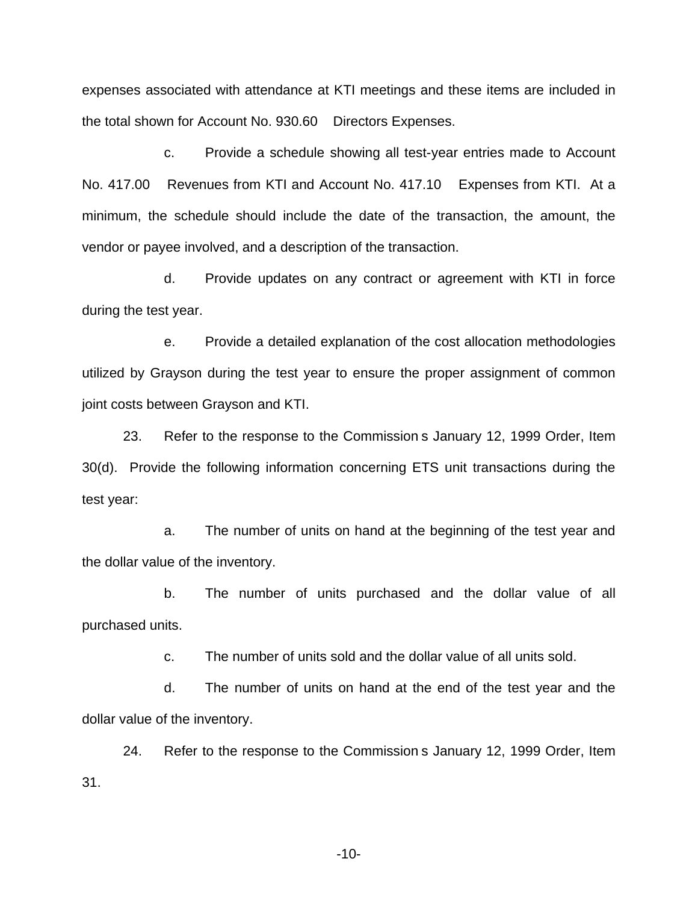expenses associated with attendance at KTI meetings and these items are included in the total shown for Account No. 930.60 Directors Expenses.

c. Provide a schedule showing all test-year entries made to Account No. 417.00 Revenues from KTI and Account No. 417.10 Expenses from KTI. At a minimum, the schedule should include the date of the transaction, the amount, the vendor or payee involved, and a description of the transaction.

d. Provide updates on any contract or agreement with KTI in force during the test year.

e. Provide a detailed explanation of the cost allocation methodologies utilized by Grayson during the test year to ensure the proper assignment of common joint costs between Grayson and KTI.

23. Refer to the response to the Commission s January 12, 1999 Order, Item 30(d). Provide the following information concerning ETS unit transactions during the test year:

a. The number of units on hand at the beginning of the test year and the dollar value of the inventory.

b. The number of units purchased and the dollar value of all purchased units.

c. The number of units sold and the dollar value of all units sold.

d. The number of units on hand at the end of the test year and the dollar value of the inventory.

24. Refer to the response to the Commission s January 12, 1999 Order, Item 31.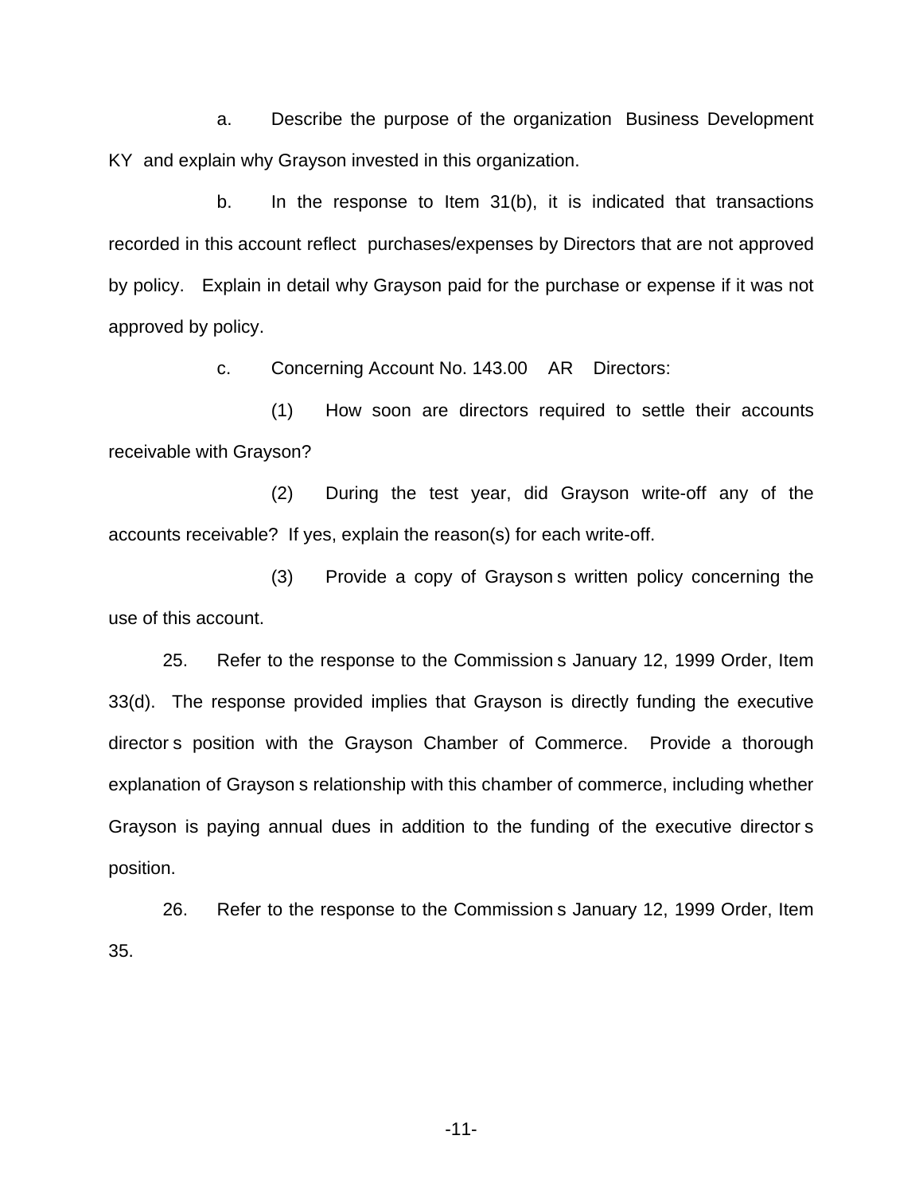a. Describe the purpose of the organization Business Development KY and explain why Grayson invested in this organization.

b. In the response to Item 31(b), it is indicated that transactions recorded in this account reflect purchases/expenses by Directors that are not approved by policy. Explain in detail why Grayson paid for the purchase or expense if it was not approved by policy.

c. Concerning Account No. 143.00 AR Directors:

(1) How soon are directors required to settle their accounts receivable with Grayson?

(2) During the test year, did Grayson write-off any of the accounts receivable? If yes, explain the reason(s) for each write-off.

(3) Provide a copy of Grayson s written policy concerning the use of this account.

25. Refer to the response to the Commission s January 12, 1999 Order, Item 33(d). The response provided implies that Grayson is directly funding the executive director s position with the Grayson Chamber of Commerce. Provide a thorough explanation of Grayson s relationship with this chamber of commerce, including whether Grayson is paying annual dues in addition to the funding of the executive director s position.

26. Refer to the response to the Commission s January 12, 1999 Order, Item 35.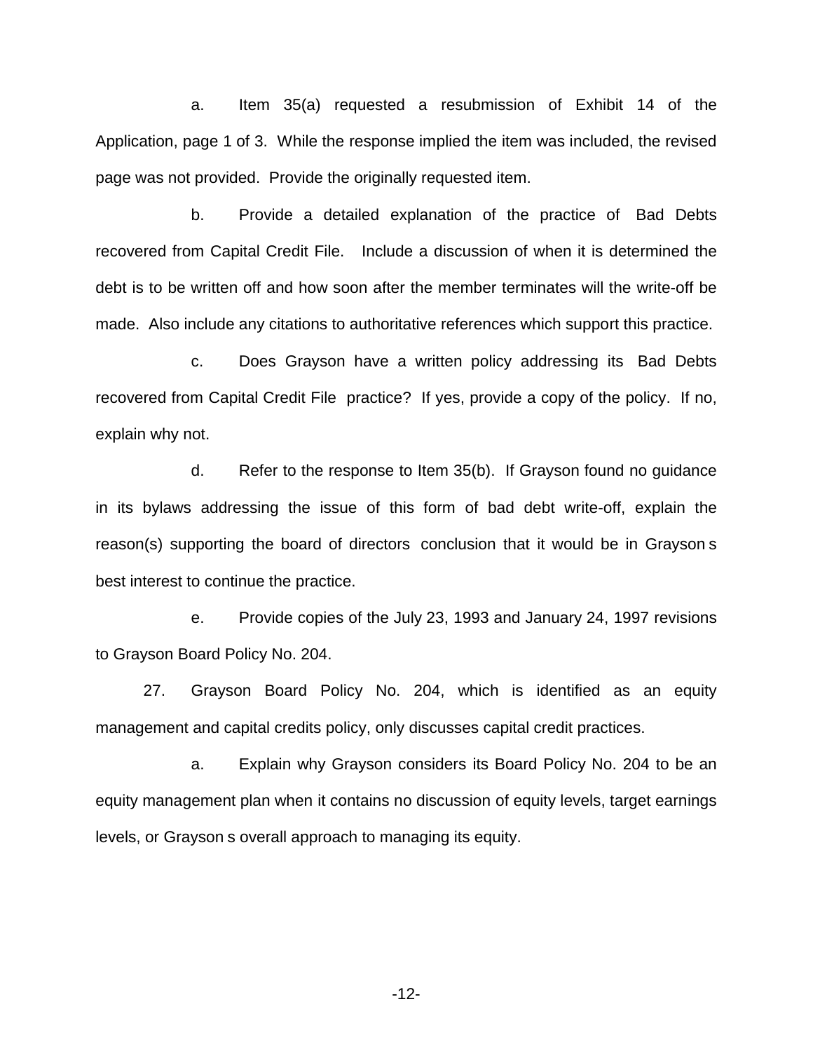a. Item 35(a) requested a resubmission of Exhibit 14 of the Application, page 1 of 3. While the response implied the item was included, the revised page was not provided. Provide the originally requested item.

b. Provide a detailed explanation of the practice of Bad Debts recovered from Capital Credit File. Include a discussion of when it is determined the debt is to be written off and how soon after the member terminates will the write-off be made. Also include any citations to authoritative references which support this practice.

c. Does Grayson have a written policy addressing its Bad Debts recovered from Capital Credit File practice? If yes, provide a copy of the policy. If no, explain why not.

d. Refer to the response to Item 35(b). If Grayson found no guidance in its bylaws addressing the issue of this form of bad debt write-off, explain the reason(s) supporting the board of directors conclusion that it would be in Grayson s best interest to continue the practice.

e. Provide copies of the July 23, 1993 and January 24, 1997 revisions to Grayson Board Policy No. 204.

27. Grayson Board Policy No. 204, which is identified as an equity management and capital credits policy, only discusses capital credit practices.

a. Explain why Grayson considers its Board Policy No. 204 to be an equity management plan when it contains no discussion of equity levels, target earnings levels, or Grayson s overall approach to managing its equity.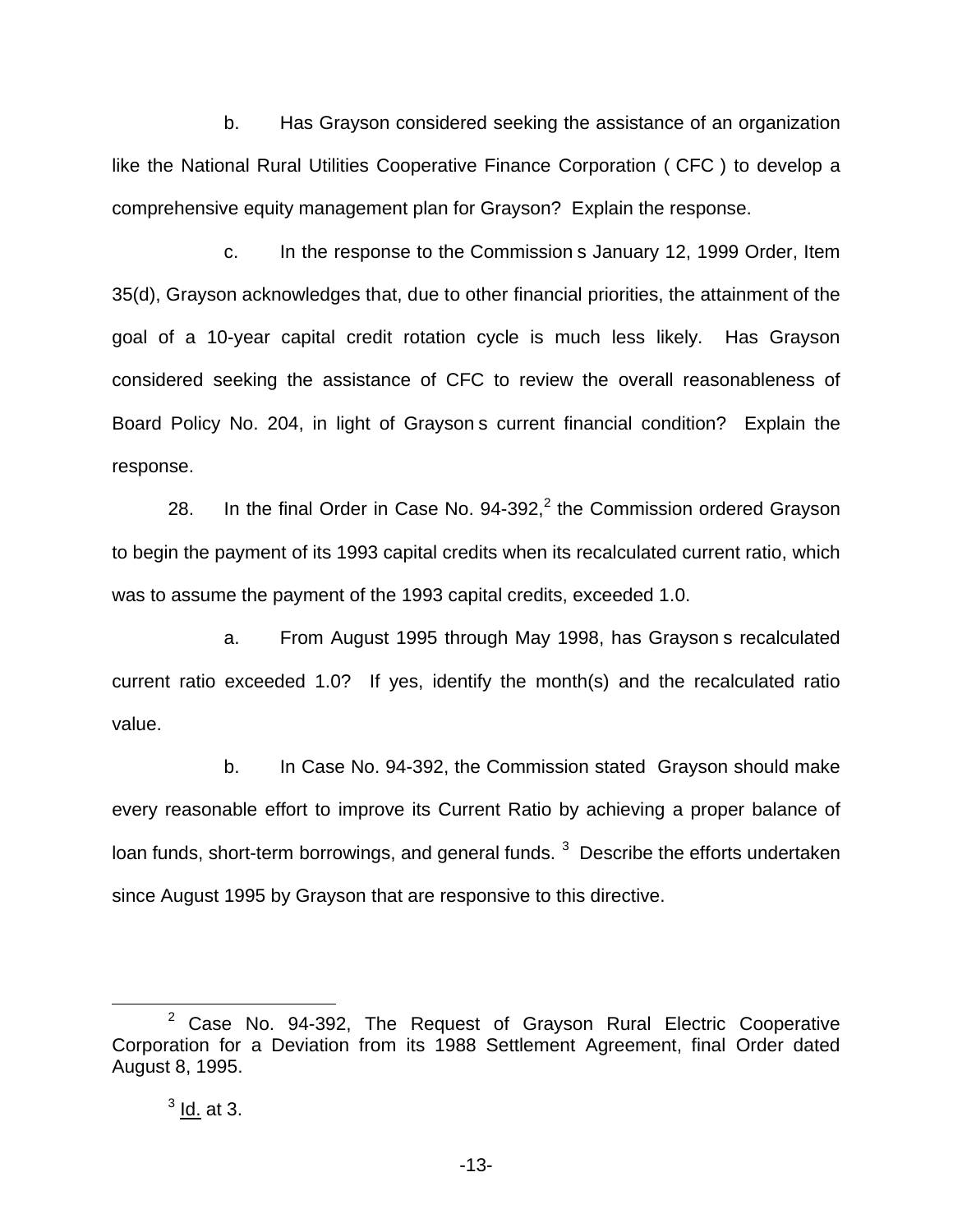b. Has Grayson considered seeking the assistance of an organization like the National Rural Utilities Cooperative Finance Corporation ( CFC ) to develop a comprehensive equity management plan for Grayson? Explain the response.

c. In the response to the Commission s January 12, 1999 Order, Item 35(d), Grayson acknowledges that, due to other financial priorities, the attainment of the goal of a 10-year capital credit rotation cycle is much less likely. Has Grayson considered seeking the assistance of CFC to review the overall reasonableness of Board Policy No. 204, in light of Grayson s current financial condition? Explain the response.

28. In the final Order in Case No. 94-392,[2] the Commission ordered Grayson to begin the payment of its 1993 capital credits when its recalculated current ratio, which was to assume the payment of the 1993 capital credits, exceeded 1.0.

a. From August 1995 through May 1998, has Grayson s recalculated current ratio exceeded 1.0? If yes, identify the month(s) and the recalculated ratio value.

b. In Case No. 94-392, the Commission stated Grayson should make every reasonable effort to improve its Current Ratio by achieving a proper balance of loan funds, short-term borrowings, and general funds. [3] Describe the efforts undertaken since August 1995 by Grayson that are responsive to this directive.

[2] Case No. 94-392, The Request of Grayson Rural Electric Cooperative Corporation for a Deviation from its 1988 Settlement Agreement, final Order dated August 8, 1995.

[3] Id. at 3.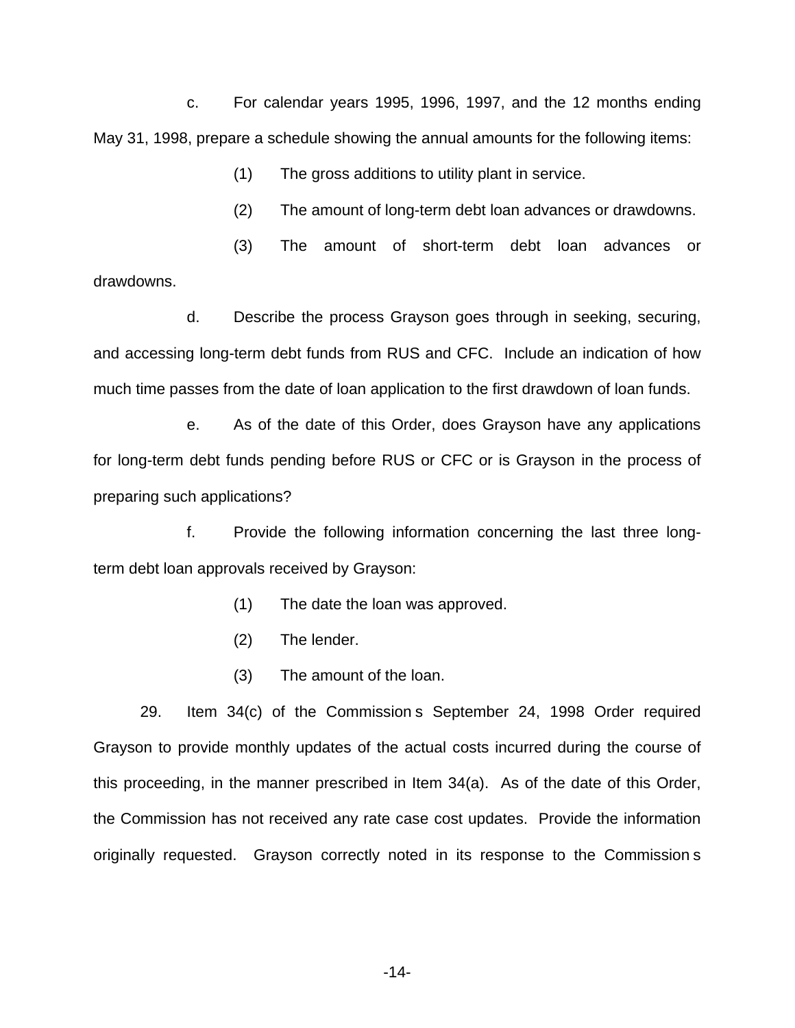c. For calendar years 1995, 1996, 1997, and the 12 months ending May 31, 1998, prepare a schedule showing the annual amounts for the following items:

(1) The gross additions to utility plant in service.

(2) The amount of long-term debt loan advances or drawdowns.

(3) The amount of short-term debt loan advances or drawdowns.

d. Describe the process Grayson goes through in seeking, securing, and accessing long-term debt funds from RUS and CFC. Include an indication of how much time passes from the date of loan application to the first drawdown of loan funds.

e. As of the date of this Order, does Grayson have any applications for long-term debt funds pending before RUS or CFC or is Grayson in the process of preparing such applications?

f. Provide the following information concerning the last three long-term debt loan approvals received by Grayson:

(1) The date the loan was approved.

(2) The lender.

(3) The amount of the loan.

29. Item 34(c) of the Commission s September 24, 1998 Order required Grayson to provide monthly updates of the actual costs incurred during the course of this proceeding, in the manner prescribed in Item 34(a). As of the date of this Order, the Commission has not received any rate case cost updates. Provide the information originally requested. Grayson correctly noted in its response to the Commission s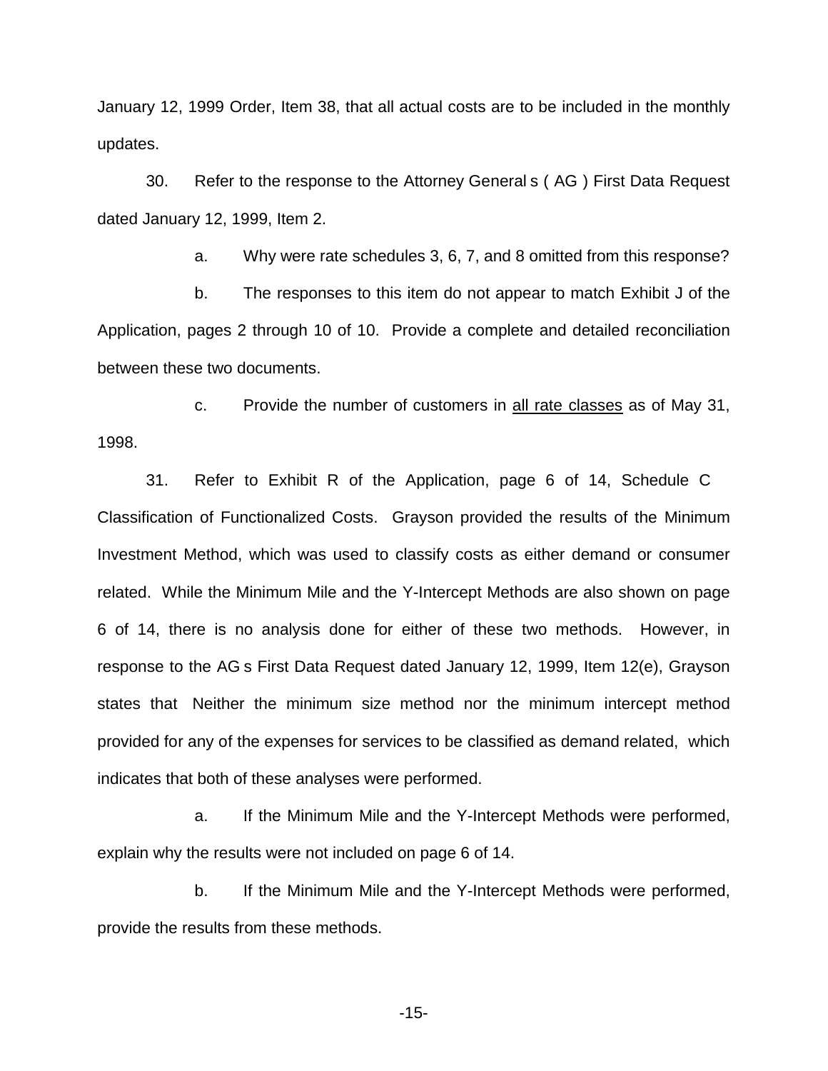January 12, 1999 Order, Item 38, that all actual costs are to be included in the monthly updates.

30. Refer to the response to the Attorney General s ( AG ) First Data Request dated January 12, 1999, Item 2.

a. Why were rate schedules 3, 6, 7, and 8 omitted from this response?

b. The responses to this item do not appear to match Exhibit J of the Application, pages 2 through 10 of 10. Provide a complete and detailed reconciliation between these two documents.

c. Provide the number of customers in all rate classes as of May 31, 1998.

31. Refer to Exhibit R of the Application, page 6 of 14, Schedule C Classification of Functionalized Costs. Grayson provided the results of the Minimum Investment Method, which was used to classify costs as either demand or consumer related. While the Minimum Mile and the Y-Intercept Methods are also shown on page 6 of 14, there is no analysis done for either of these two methods. However, in response to the AG s First Data Request dated January 12, 1999, Item 12(e), Grayson states that Neither the minimum size method nor the minimum intercept method provided for any of the expenses for services to be classified as demand related, which indicates that both of these analyses were performed.

a. If the Minimum Mile and the Y-Intercept Methods were performed, explain why the results were not included on page 6 of 14.

b. If the Minimum Mile and the Y-Intercept Methods were performed, provide the results from these methods.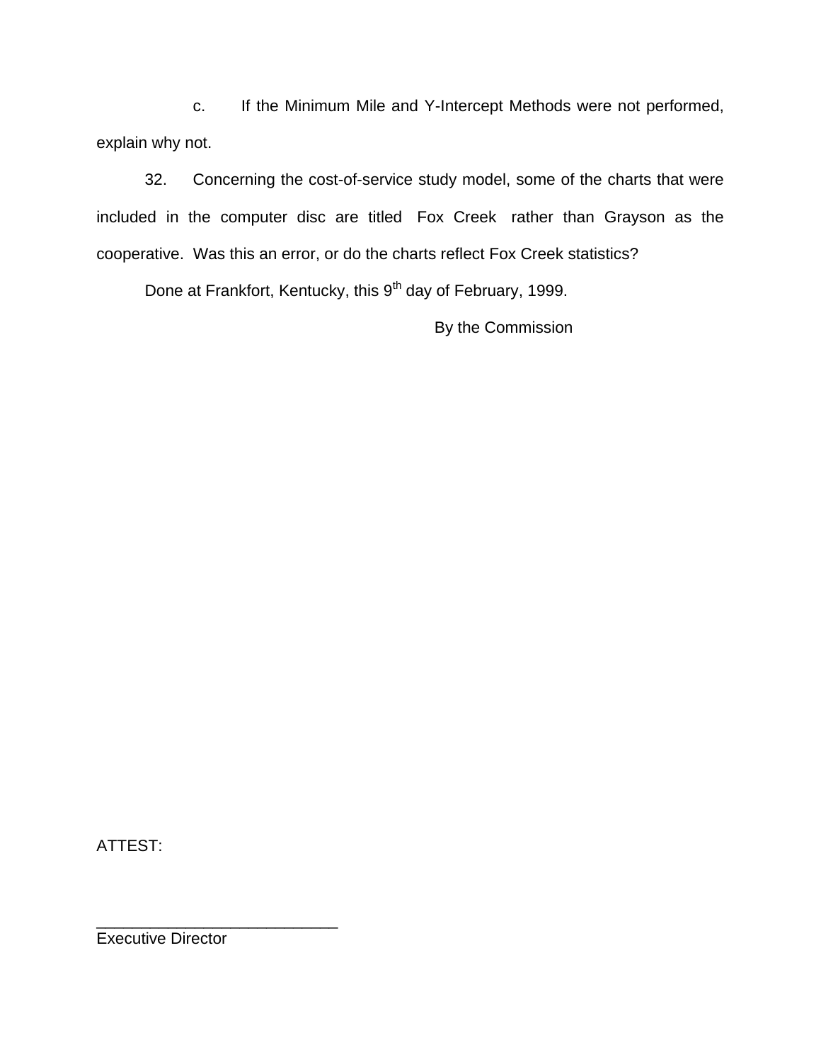c. If the Minimum Mile and Y-Intercept Methods were not performed, explain why not.

32. Concerning the cost-of-service study model, some of the charts that were included in the computer disc are titled Fox Creek rather than Grayson as the cooperative. Was this an error, or do the charts reflect Fox Creek statistics?

Done at Frankfort, Kentucky, this 9th day of February, 1999.

By the Commission

ATTEST:

___________________________

Executive Director